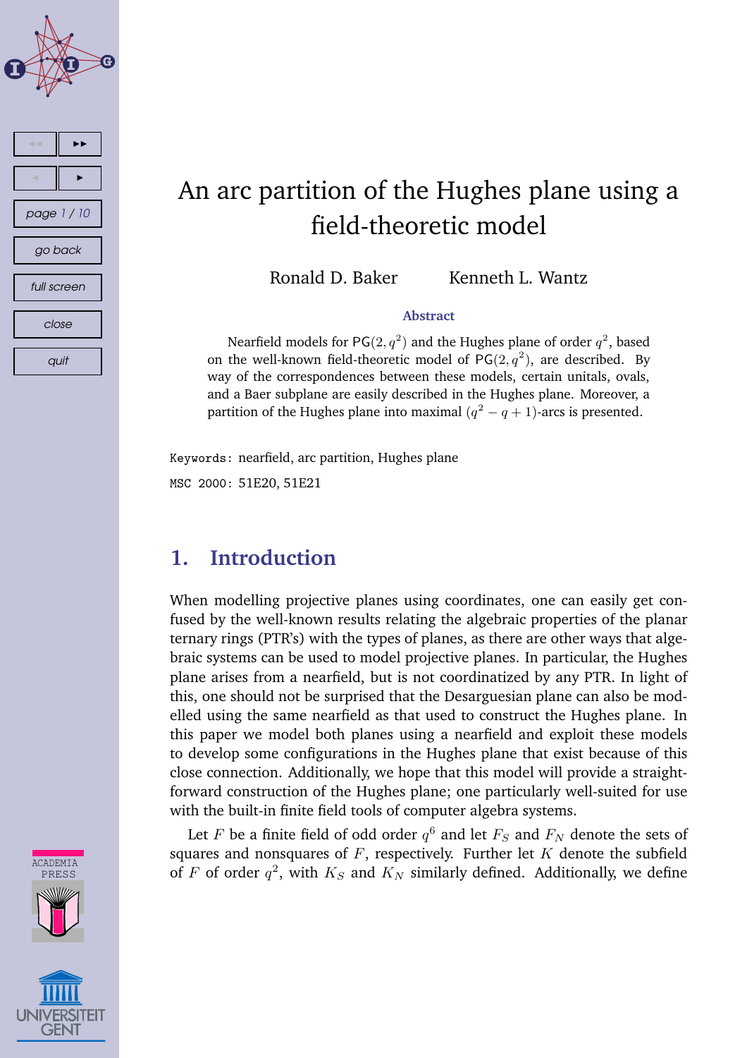# An arc partition of the Hughes plane using a field-theoretic model

Ronald D. Baker Kenneth L. Wantz

**Abstract**

Nearfield models for $\mathsf{PG}(2, q^2)$ and the Hughes plane of order $q^2$, based on the well-known field-theoretic model of $\mathsf{PG}(2, q^2)$, are described. By way of the correspondences between these models, certain unitals, ovals, and a Baer subplane are easily described in the Hughes plane. Moreover, a partition of the Hughes plane into maximal $(q^2 - q + 1)$-arcs is presented.

`Keywords:` nearfield, arc partition, Hughes plane

`MSC 2000:` 51E20, 51E21

## 1. Introduction

When modelling projective planes using coordinates, one can easily get confused by the well-known results relating the algebraic properties of the planar ternary rings (PTR's) with the types of planes, as there are other ways that algebraic systems can be used to model projective planes. In particular, the Hughes plane arises from a nearfield, but is not coordinatized by any PTR. In light of this, one should not be surprised that the Desarguesian plane can also be modelled using the same nearfield as that used to construct the Hughes plane. In this paper we model both planes using a nearfield and exploit these models to develop some configurations in the Hughes plane that exist because of this close connection. Additionally, we hope that this model will provide a straightforward construction of the Hughes plane; one particularly well-suited for use with the built-in finite field tools of computer algebra systems.

Let $F$ be a finite field of odd order $q^6$ and let $F_S$ and $F_N$ denote the sets of squares and nonsquares of $F$, respectively. Further let $K$ denote the subfield of $F$ of order $q^2$, with $K_S$ and $K_N$ similarly defined. Additionally, we define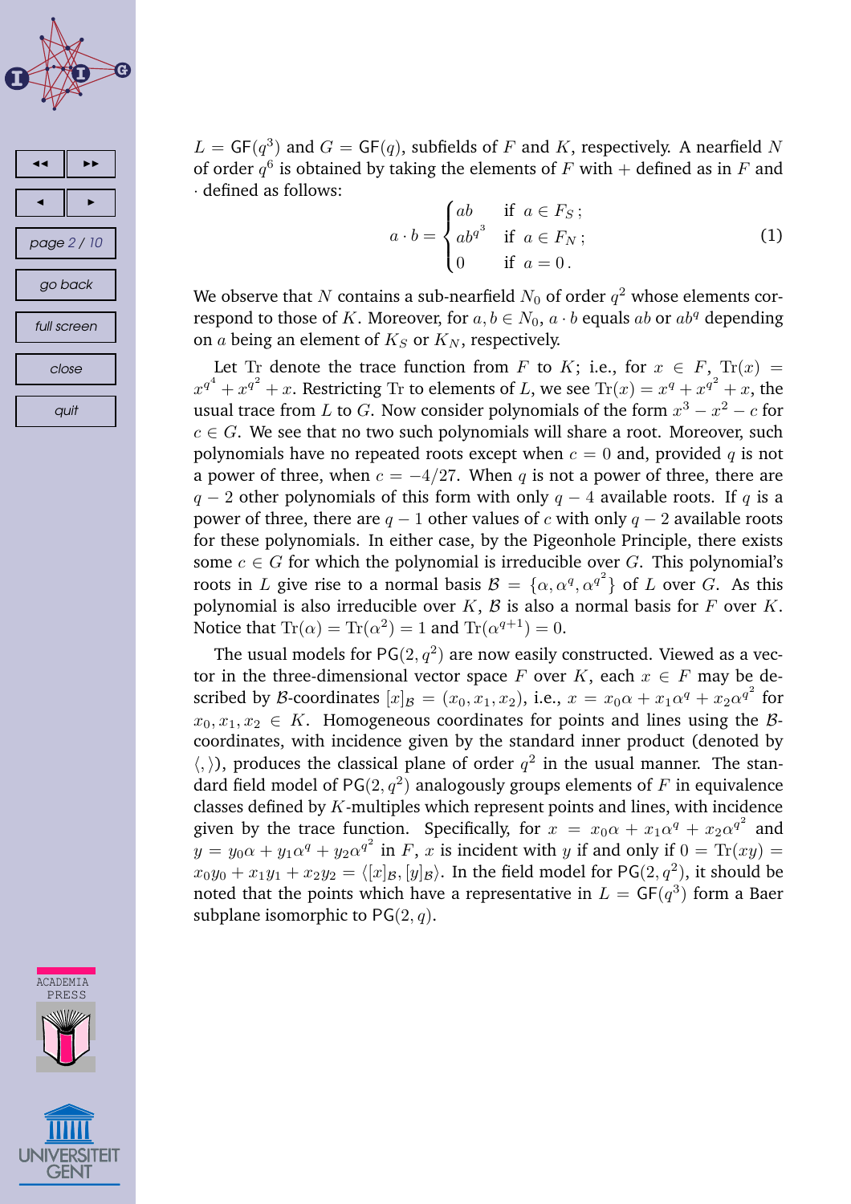$L = \mathsf{GF}(q^3)$ and $G = \mathsf{GF}(q)$, subfields of $F$ and $K$, respectively. A nearfield $N$ of order $q^6$ is obtained by taking the elements of $F$ with $+$ defined as in $F$ and $\cdot$ defined as follows:

$$a \cdot b = \begin{cases} ab & \text{if } a \in F_S\,; \\ ab^{q^3} & \text{if } a \in F_N\,; \\ 0 & \text{if } a = 0\,. \end{cases} \tag{1}$$

We observe that $N$ contains a sub-nearfield $N_0$ of order $q^2$ whose elements correspond to those of $K$. Moreover, for $a, b \in N_0$, $a \cdot b$ equals $ab$ or $ab^q$ depending on $a$ being an element of $K_S$ or $K_N$, respectively.

Let $\mathrm{Tr}$ denote the trace function from $F$ to $K$; i.e., for $x \in F$, $\mathrm{Tr}(x) = x^{q^4} + x^{q^2} + x$. Restricting $\mathrm{Tr}$ to elements of $L$, we see $\mathrm{Tr}(x) = x^q + x^{q^2} + x$, the usual trace from $L$ to $G$. Now consider polynomials of the form $x^3 - x^2 - c$ for $c \in G$. We see that no two such polynomials will share a root. Moreover, such polynomials have no repeated roots except when $c = 0$ and, provided $q$ is not a power of three, when $c = -4/27$. When $q$ is not a power of three, there are $q - 2$ other polynomials of this form with only $q - 4$ available roots. If $q$ is a power of three, there are $q - 1$ other values of $c$ with only $q - 2$ available roots for these polynomials. In either case, by the Pigeonhole Principle, there exists some $c \in G$ for which the polynomial is irreducible over $G$. This polynomial's roots in $L$ give rise to a normal basis $\mathcal{B} = \{\alpha, \alpha^q, \alpha^{q^2}\}$ of $L$ over $G$. As this polynomial is also irreducible over $K$, $\mathcal{B}$ is also a normal basis for $F$ over $K$. Notice that $\mathrm{Tr}(\alpha) = \mathrm{Tr}(\alpha^2) = 1$ and $\mathrm{Tr}(\alpha^{q+1}) = 0$.

The usual models for $\mathsf{PG}(2, q^2)$ are now easily constructed. Viewed as a vector in the three-dimensional vector space $F$ over $K$, each $x \in F$ may be described by $\mathcal{B}$-coordinates $[x]_{\mathcal{B}} = (x_0, x_1, x_2)$, i.e., $x = x_0\alpha + x_1\alpha^q + x_2\alpha^{q^2}$ for $x_0, x_1, x_2 \in K$. Homogeneous coordinates for points and lines using the $\mathcal{B}$-coordinates, with incidence given by the standard inner product (denoted by $\langle , \rangle$), produces the classical plane of order $q^2$ in the usual manner. The standard field model of $\mathsf{PG}(2, q^2)$ analogously groups elements of $F$ in equivalence classes defined by $K$-multiples which represent points and lines, with incidence given by the trace function. Specifically, for $x = x_0\alpha + x_1\alpha^q + x_2\alpha^{q^2}$ and $y = y_0\alpha + y_1\alpha^q + y_2\alpha^{q^2}$ in $F$, $x$ is incident with $y$ if and only if $0 = \mathrm{Tr}(xy) = x_0y_0 + x_1y_1 + x_2y_2 = \langle [x]_{\mathcal{B}}, [y]_{\mathcal{B}} \rangle$. In the field model for $\mathsf{PG}(2, q^2)$, it should be noted that the points which have a representative in $L = \mathsf{GF}(q^3)$ form a Baer subplane isomorphic to $\mathsf{PG}(2, q)$.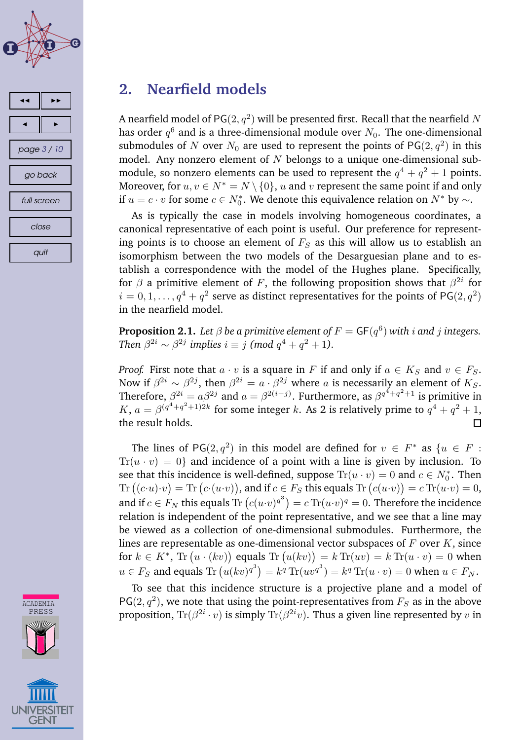## 2. Nearfield models

A nearfield model of $\mathsf{PG}(2, q^2)$ will be presented first. Recall that the nearfield $N$ has order $q^6$ and is a three-dimensional module over $N_0$. The one-dimensional submodules of $N$ over $N_0$ are used to represent the points of $\mathsf{PG}(2, q^2)$ in this model. Any nonzero element of $N$ belongs to a unique one-dimensional submodule, so nonzero elements can be used to represent the $q^4 + q^2 + 1$ points. Moreover, for $u, v \in N^* = N \setminus \{0\}$, $u$ and $v$ represent the same point if and only if $u = c \cdot v$ for some $c \in N_0^*$. We denote this equivalence relation on $N^*$ by $\sim$.

As is typically the case in models involving homogeneous coordinates, a canonical representative of each point is useful. Our preference for representing points is to choose an element of $F_S$ as this will allow us to establish an isomorphism between the two models of the Desarguesian plane and to establish a correspondence with the model of the Hughes plane. Specifically, for $\beta$ a primitive element of $F$, the following proposition shows that $\beta^{2i}$ for $i = 0, 1, \ldots, q^4 + q^2$ serve as distinct representatives for the points of $\mathsf{PG}(2, q^2)$ in the nearfield model.

**Proposition 2.1.** *Let $\beta$ be a primitive element of $F = \mathsf{GF}(q^6)$ with $i$ and $j$ integers. Then $\beta^{2i} \sim \beta^{2j}$ implies $i \equiv j \pmod{q^4 + q^2 + 1}$.*

*Proof.* First note that $a \cdot v$ is a square in $F$ if and only if $a \in K_S$ and $v \in F_S$. Now if $\beta^{2i} \sim \beta^{2j}$, then $\beta^{2i} = a \cdot \beta^{2j}$ where $a$ is necessarily an element of $K_S$. Therefore, $\beta^{2i} = a\beta^{2j}$ and $a = \beta^{2(i-j)}$. Furthermore, as $\beta^{q^4+q^2+1}$ is primitive in $K$, $a = \beta^{(q^4+q^2+1)2k}$ for some integer $k$. As 2 is relatively prime to $q^4 + q^2 + 1$, the result holds. □

The lines of $\mathsf{PG}(2, q^2)$ in this model are defined for $v \in F^*$ as $\{u \in F : \mathrm{Tr}(u \cdot v) = 0\}$ and incidence of a point with a line is given by inclusion. To see that this incidence is well-defined, suppose $\mathrm{Tr}(u \cdot v) = 0$ and $c \in N_0^*$. Then $\mathrm{Tr}\left((c \cdot u) \cdot v\right) = \mathrm{Tr}\left(c \cdot (u \cdot v)\right)$, and if $c \in F_S$ this equals $\mathrm{Tr}\left(c(u \cdot v)\right) = c\,\mathrm{Tr}(u \cdot v) = 0$, and if $c \in F_N$ this equals $\mathrm{Tr}\left(c(u \cdot v)^{q^3}\right) = c\,\mathrm{Tr}(u \cdot v)^q = 0$. Therefore the incidence relation is independent of the point representative, and we see that a line may be viewed as a collection of one-dimensional submodules. Furthermore, the lines are representable as one-dimensional vector subspaces of $F$ over $K$, since for $k \in K^*$, $\mathrm{Tr}\left(u \cdot (kv)\right)$ equals $\mathrm{Tr}\left(u(kv)\right) = k\,\mathrm{Tr}(uv) = k\,\mathrm{Tr}(u \cdot v) = 0$ when $u \in F_S$ and equals $\mathrm{Tr}\left(u(kv)^{q^3}\right) = k^q\,\mathrm{Tr}(uv^{q^3}) = k^q\,\mathrm{Tr}(u \cdot v) = 0$ when $u \in F_N$.

To see that this incidence structure is a projective plane and a model of $\mathsf{PG}(2, q^2)$, we note that using the point-representatives from $F_S$ as in the above proposition, $\mathrm{Tr}(\beta^{2i} \cdot v)$ is simply $\mathrm{Tr}(\beta^{2i}v)$. Thus a given line represented by $v$ in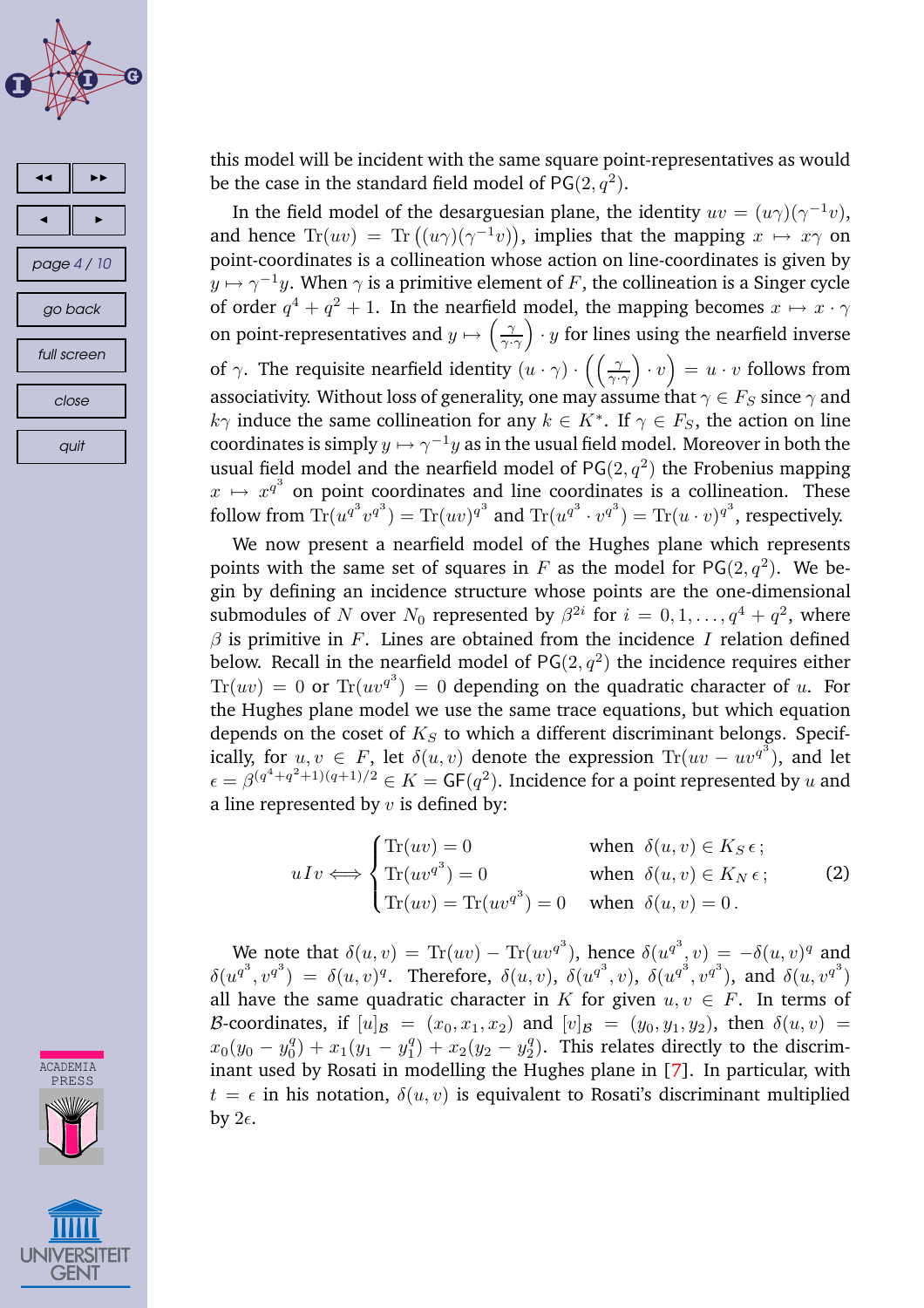this model will be incident with the same square point-representatives as would be the case in the standard field model of $\mathsf{PG}(2,q^2)$.

In the field model of the desarguesian plane, the identity $uv = (u\gamma)(\gamma^{-1}v)$, and hence $\mathrm{Tr}(uv) = \mathrm{Tr}\left((u\gamma)(\gamma^{-1}v)\right)$, implies that the mapping $x \mapsto x\gamma$ on point-coordinates is a collineation whose action on line-coordinates is given by $y \mapsto \gamma^{-1}y$. When $\gamma$ is a primitive element of $F$, the collineation is a Singer cycle of order $q^4+q^2+1$. In the nearfield model, the mapping becomes $x \mapsto x\cdot\gamma$ on point-representatives and $y \mapsto \left(\frac{\gamma}{\gamma\cdot\gamma}\right)\cdot y$ for lines using the nearfield inverse of $\gamma$. The requisite nearfield identity $(u\cdot\gamma)\cdot\left(\left(\frac{\gamma}{\gamma\cdot\gamma}\right)\cdot v\right) = u\cdot v$ follows from associativity. Without loss of generality, one may assume that $\gamma \in F_S$ since $\gamma$ and $k\gamma$ induce the same collineation for any $k \in K^*$. If $\gamma \in F_S$, the action on line coordinates is simply $y \mapsto \gamma^{-1}y$ as in the usual field model. Moreover in both the usual field model and the nearfield model of $\mathsf{PG}(2,q^2)$ the Frobenius mapping $x \mapsto x^{q^3}$ on point coordinates and line coordinates is a collineation. These follow from $\mathrm{Tr}(u^{q^3}v^{q^3}) = \mathrm{Tr}(uv)^{q^3}$ and $\mathrm{Tr}(u^{q^3}\cdot v^{q^3}) = \mathrm{Tr}(u\cdot v)^{q^3}$, respectively.

We now present a nearfield model of the Hughes plane which represents points with the same set of squares in $F$ as the model for $\mathsf{PG}(2,q^2)$. We begin by defining an incidence structure whose points are the one-dimensional submodules of $N$ over $N_0$ represented by $\beta^{2i}$ for $i = 0,1,\ldots,q^4+q^2$, where $\beta$ is primitive in $F$. Lines are obtained from the incidence $I$ relation defined below. Recall in the nearfield model of $\mathsf{PG}(2,q^2)$ the incidence requires either $\mathrm{Tr}(uv) = 0$ or $\mathrm{Tr}(uv^{q^3}) = 0$ depending on the quadratic character of $u$. For the Hughes plane model we use the same trace equations, but which equation depends on the coset of $K_S$ to which a different discriminant belongs. Specifically, for $u,v \in F$, let $\delta(u,v)$ denote the expression $\mathrm{Tr}(uv - uv^{q^3})$, and let $\epsilon = \beta^{(q^4+q^2+1)(q+1)/2} \in K = \mathsf{GF}(q^2)$. Incidence for a point represented by $u$ and a line represented by $v$ is defined by:

$$uIv \Longleftrightarrow \begin{cases} \mathrm{Tr}(uv) = 0 & \text{when } \ \delta(u,v) \in K_S\,\epsilon\,; \\ \mathrm{Tr}(uv^{q^3}) = 0 & \text{when } \ \delta(u,v) \in K_N\,\epsilon\,; \\ \mathrm{Tr}(uv) = \mathrm{Tr}(uv^{q^3}) = 0 & \text{when } \ \delta(u,v) = 0\,. \end{cases} \tag{2}$$

We note that $\delta(u,v) = \mathrm{Tr}(uv) - \mathrm{Tr}(uv^{q^3})$, hence $\delta(u^{q^3},v) = -\delta(u,v)^q$ and $\delta(u^{q^3},v^{q^3}) = \delta(u,v)^q$. Therefore, $\delta(u,v)$, $\delta(u^{q^3},v)$, $\delta(u^{q^3},v^{q^3})$, and $\delta(u,v^{q^3})$ all have the same quadratic character in $K$ for given $u,v \in F$. In terms of $\mathcal{B}$-coordinates, if $[u]_{\mathcal{B}} = (x_0,x_1,x_2)$ and $[v]_{\mathcal{B}} = (y_0,y_1,y_2)$, then $\delta(u,v) = x_0(y_0 - y_0^q) + x_1(y_1 - y_1^q) + x_2(y_2 - y_2^q)$. This relates directly to the discriminant used by Rosati in modelling the Hughes plane in [7]. In particular, with $t = \epsilon$ in his notation, $\delta(u,v)$ is equivalent to Rosati's discriminant multiplied by $2\epsilon$.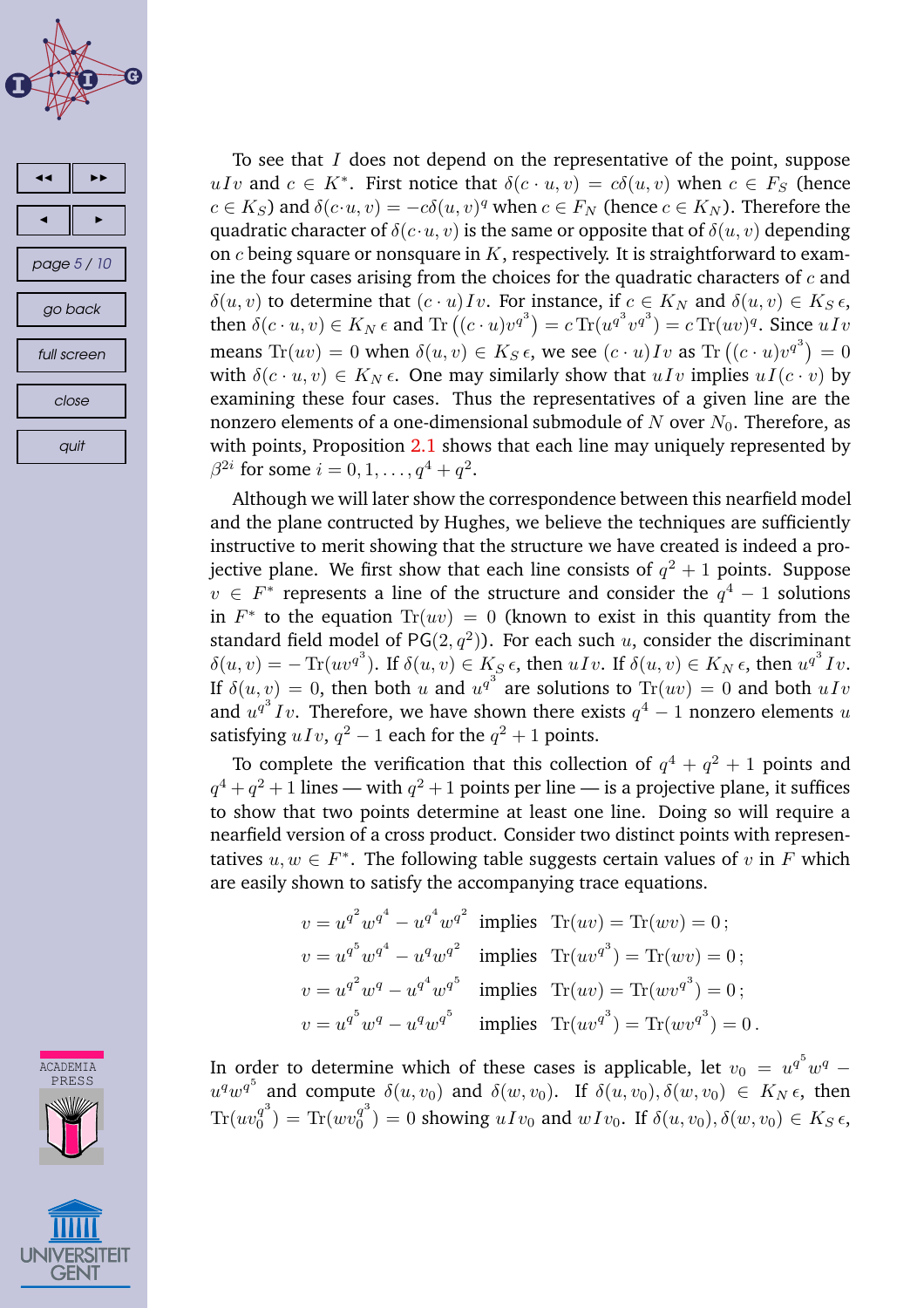To see that $I$ does not depend on the representative of the point, suppose $uIv$ and $c \in K^*$. First notice that $\delta(c \cdot u, v) = c\delta(u, v)$ when $c \in F_S$ (hence $c \in K_S$) and $\delta(c \cdot u, v) = -c\delta(u, v)^q$ when $c \in F_N$ (hence $c \in K_N$). Therefore the quadratic character of $\delta(c \cdot u, v)$ is the same or opposite that of $\delta(u, v)$ depending on $c$ being square or nonsquare in $K$, respectively. It is straightforward to examine the four cases arising from the choices for the quadratic characters of $c$ and $\delta(u, v)$ to determine that $(c \cdot u)Iv$. For instance, if $c \in K_N$ and $\delta(u, v) \in K_S\,\epsilon$, then $\delta(c \cdot u, v) \in K_N\,\epsilon$ and $\mathrm{Tr}\left((c \cdot u)v^{q^3}\right) = c\,\mathrm{Tr}(u^{q^3}v^{q^3}) = c\,\mathrm{Tr}(uv)^q$. Since $uIv$ means $\mathrm{Tr}(uv) = 0$ when $\delta(u, v) \in K_S\,\epsilon$, we see $(c \cdot u)Iv$ as $\mathrm{Tr}\left((c \cdot u)v^{q^3}\right) = 0$ with $\delta(c \cdot u, v) \in K_N\,\epsilon$. One may similarly show that $uIv$ implies $uI(c \cdot v)$ by examining these four cases. Thus the representatives of a given line are the nonzero elements of a one-dimensional submodule of $N$ over $N_0$. Therefore, as with points, Proposition 2.1 shows that each line may uniquely represented by $\beta^{2i}$ for some $i = 0, 1, \ldots, q^4 + q^2$.

Although we will later show the correspondence between this nearfield model and the plane contructed by Hughes, we believe the techniques are sufficiently instructive to merit showing that the structure we have created is indeed a projective plane. We first show that each line consists of $q^2 + 1$ points. Suppose $v \in F^*$ represents a line of the structure and consider the $q^4 - 1$ solutions in $F^*$ to the equation $\mathrm{Tr}(uv) = 0$ (known to exist in this quantity from the standard field model of $\mathsf{PG}(2, q^2)$). For each such $u$, consider the discriminant $\delta(u, v) = -\mathrm{Tr}(uv^{q^3})$. If $\delta(u, v) \in K_S\,\epsilon$, then $uIv$. If $\delta(u, v) \in K_N\,\epsilon$, then $u^{q^3}Iv$. If $\delta(u, v) = 0$, then both $u$ and $u^{q^3}$ are solutions to $\mathrm{Tr}(uv) = 0$ and both $uIv$ and $u^{q^3}Iv$. Therefore, we have shown there exists $q^4 - 1$ nonzero elements $u$ satisfying $uIv$, $q^2 - 1$ each for the $q^2 + 1$ points.

To complete the verification that this collection of $q^4 + q^2 + 1$ points and $q^4 + q^2 + 1$ lines — with $q^2 + 1$ points per line — is a projective plane, it suffices to show that two points determine at least one line. Doing so will require a nearfield version of a cross product. Consider two distinct points with representatives $u, w \in F^*$. The following table suggests certain values of $v$ in $F$ which are easily shown to satisfy the accompanying trace equations.

$$
\begin{aligned}
v &= u^{q^2}w^{q^4} - u^{q^4}w^{q^2} && \text{implies} \quad \mathrm{Tr}(uv) = \mathrm{Tr}(wv) = 0\,; \\
v &= u^{q^5}w^{q^4} - u^{q}w^{q^2} && \text{implies} \quad \mathrm{Tr}(uv^{q^3}) = \mathrm{Tr}(wv) = 0\,; \\
v &= u^{q^2}w^{q} - u^{q^4}w^{q^5} && \text{implies} \quad \mathrm{Tr}(uv) = \mathrm{Tr}(wv^{q^3}) = 0\,; \\
v &= u^{q^5}w^{q} - u^{q}w^{q^5} && \text{implies} \quad \mathrm{Tr}(uv^{q^3}) = \mathrm{Tr}(wv^{q^3}) = 0\,.
\end{aligned}
$$

In order to determine which of these cases is applicable, let $v_0 = u^{q^5}w^{q} - u^{q}w^{q^5}$ and compute $\delta(u, v_0)$ and $\delta(w, v_0)$. If $\delta(u, v_0), \delta(w, v_0) \in K_N\,\epsilon$, then $\mathrm{Tr}(uv_0^{q^3}) = \mathrm{Tr}(wv_0^{q^3}) = 0$ showing $uIv_0$ and $wIv_0$. If $\delta(u, v_0), \delta(w, v_0) \in K_S\,\epsilon$,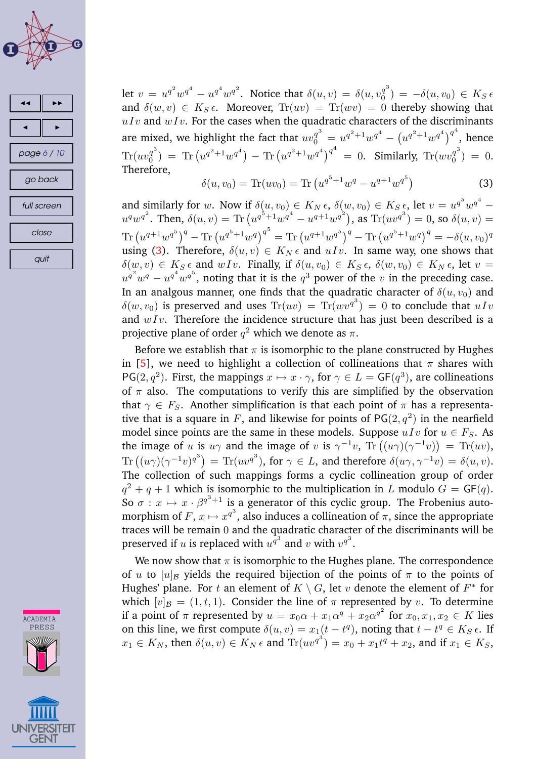let $v = u^{q^2} w^{q^4} - u^{q^4} w^{q^2}$. Notice that $\delta(u, v) = \delta(u, v_0^{q^3}) = -\delta(u, v_0) \in K_S\,\epsilon$ and $\delta(w, v) \in K_S\,\epsilon$. Moreover, $\mathrm{Tr}(uv) = \mathrm{Tr}(wv) = 0$ thereby showing that $uIv$ and $wIv$. For the cases when the quadratic characters of the discriminants are mixed, we highlight the fact that $uv_0^{q^3} = u^{q^2+1}w^{q^4} - \left(u^{q^2+1}w^{q^4}\right)^{q^4}$, hence $\mathrm{Tr}(uv_0^{q^3}) = \mathrm{Tr}\left(u^{q^2+1}w^{q^4}\right) - \mathrm{Tr}\left(u^{q^2+1}w^{q^4}\right)^{q^4} = 0$. Similarly, $\mathrm{Tr}(wv_0^{q^3}) = 0$. Therefore,

$$\delta(u, v_0) = \mathrm{Tr}(uv_0) = \mathrm{Tr}\left(u^{q^5+1}w^q - u^{q+1}w^{q^5}\right) \tag{3}$$

and similarly for $w$. Now if $\delta(u, v_0) \in K_N\,\epsilon$, $\delta(w, v_0) \in K_S\,\epsilon$, let $v = u^{q^5} w^{q^4} - u^q w^{q^2}$. Then, $\delta(u, v) = \mathrm{Tr}\left(u^{q^5+1}w^{q^4} - u^{q+1}w^{q^2}\right)$, as $\mathrm{Tr}(uv^{q^3}) = 0$, so $\delta(u, v) = \mathrm{Tr}\left(u^{q+1}w^{q^5}\right)^q - \mathrm{Tr}\left(u^{q^5+1}w^q\right)^{q^5} = \mathrm{Tr}\left(u^{q+1}w^{q^5}\right)^q - \mathrm{Tr}\left(u^{q^5+1}w^q\right)^q = -\delta(u, v_0)^q$ using (3). Therefore, $\delta(u, v) \in K_N\,\epsilon$ and $uIv$. In same way, one shows that $\delta(w, v) \in K_S\,\epsilon$ and $wIv$. Finally, if $\delta(u, v_0) \in K_S\,\epsilon$, $\delta(w, v_0) \in K_N\,\epsilon$, let $v = u^{q^2} w^q - u^{q^4} w^{q^5}$, noting that it is the $q^3$ power of the $v$ in the preceding case. In an analgous manner, one finds that the quadratic character of $\delta(u, v_0)$ and $\delta(w, v_0)$ is preserved and uses $\mathrm{Tr}(uv) = \mathrm{Tr}(wv^{q^3}) = 0$ to conclude that $uIv$ and $wIv$. Therefore the incidence structure that has just been described is a projective plane of order $q^2$ which we denote as $\pi$.

Before we establish that $\pi$ is isomorphic to the plane constructed by Hughes in [5], we need to highlight a collection of collineations that $\pi$ shares with $\mathsf{PG}(2, q^2)$. First, the mappings $x \mapsto x \cdot \gamma$, for $\gamma \in L = \mathsf{GF}(q^3)$, are collineations of $\pi$ also. The computations to verify this are simplified by the observation that $\gamma \in F_S$. Another simplification is that each point of $\pi$ has a representative that is a square in $F$, and likewise for points of $\mathsf{PG}(2, q^2)$ in the nearfield model since points are the same in these models. Suppose $uIv$ for $u \in F_S$. As the image of $u$ is $u\gamma$ and the image of $v$ is $\gamma^{-1}v$, $\mathrm{Tr}\left((u\gamma)(\gamma^{-1}v)\right) = \mathrm{Tr}(uv)$, $\mathrm{Tr}\left((u\gamma)(\gamma^{-1}v)^{q^3}\right) = \mathrm{Tr}(uv^{q^3})$, for $\gamma \in L$, and therefore $\delta(u\gamma, \gamma^{-1}v) = \delta(u, v)$. The collection of such mappings forms a cyclic collineation group of order $q^2 + q + 1$ which is isomorphic to the multiplication in $L$ modulo $G = \mathsf{GF}(q)$. So $\sigma : x \mapsto x \cdot \beta^{q^3+1}$ is a generator of this cyclic group. The Frobenius automorphism of $F$, $x \mapsto x^{q^3}$, also induces a collineation of $\pi$, since the appropriate traces will be remain $0$ and the quadratic character of the discriminants will be preserved if $u$ is replaced with $u^{q^3}$ and $v$ with $v^{q^3}$.

We now show that $\pi$ is isomorphic to the Hughes plane. The correspondence of $u$ to $[u]_{\mathcal{B}}$ yields the required bijection of the points of $\pi$ to the points of Hughes' plane. For $t$ an element of $K \setminus G$, let $v$ denote the element of $F^*$ for which $[v]_{\mathcal{B}} = (1, t, 1)$. Consider the line of $\pi$ represented by $v$. To determine if a point of $\pi$ represented by $u = x_0\alpha + x_1\alpha^q + x_2\alpha^{q^2}$ for $x_0, x_1, x_2 \in K$ lies on this line, we first compute $\delta(u, v) = x_1(t - t^q)$, noting that $t - t^q \in K_S\,\epsilon$. If $x_1 \in K_N$, then $\delta(u, v) \in K_N\,\epsilon$ and $\mathrm{Tr}(uv^{q^3}) = x_0 + x_1 t^q + x_2$, and if $x_1 \in K_S$,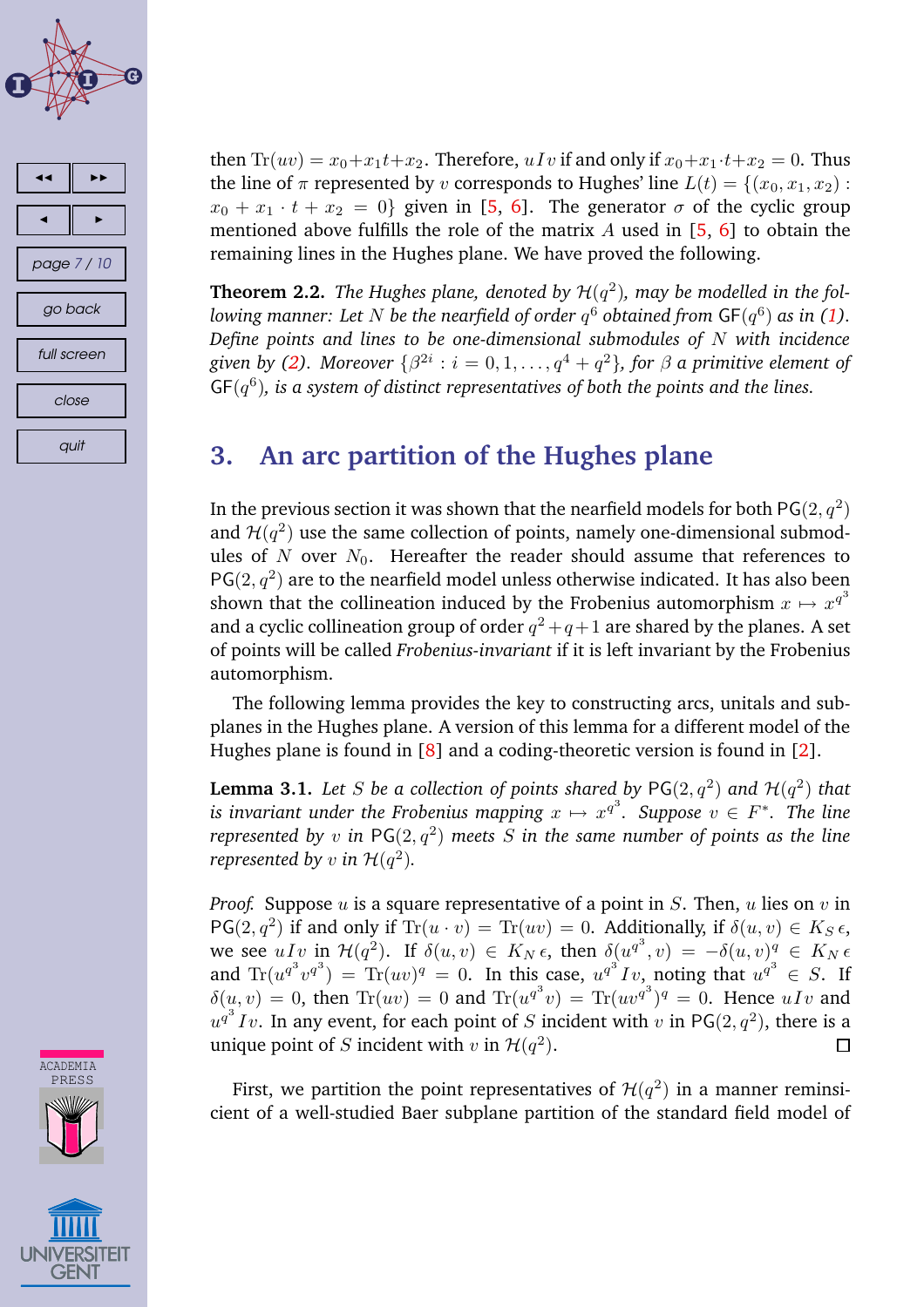then $\mathrm{Tr}(uv) = x_0 + x_1 t + x_2$. Therefore, $u I v$ if and only if $x_0 + x_1 \cdot t + x_2 = 0$. Thus the line of $\pi$ represented by $v$ corresponds to Hughes' line $L(t) = \{(x_0, x_1, x_2) : x_0 + x_1 \cdot t + x_2 = 0\}$ given in [5, 6]. The generator $\sigma$ of the cyclic group mentioned above fulfills the role of the matrix $A$ used in [5, 6] to obtain the remaining lines in the Hughes plane. We have proved the following.

**Theorem 2.2.** *The Hughes plane, denoted by $\mathcal{H}(q^2)$, may be modelled in the following manner: Let $N$ be the nearfield of order $q^6$ obtained from $\mathsf{GF}(q^6)$ as in (1). Define points and lines to be one-dimensional submodules of $N$ with incidence given by (2). Moreover $\{\beta^{2i} : i = 0, 1, \ldots, q^4 + q^2\}$, for $\beta$ a primitive element of $\mathsf{GF}(q^6)$, is a system of distinct representatives of both the points and the lines.*

## 3. An arc partition of the Hughes plane

In the previous section it was shown that the nearfield models for both $\mathsf{PG}(2, q^2)$ and $\mathcal{H}(q^2)$ use the same collection of points, namely one-dimensional submodules of $N$ over $N_0$. Hereafter the reader should assume that references to $\mathsf{PG}(2, q^2)$ are to the nearfield model unless otherwise indicated. It has also been shown that the collineation induced by the Frobenius automorphism $x \mapsto x^{q^3}$ and a cyclic collineation group of order $q^2 + q + 1$ are shared by the planes. A set of points will be called *Frobenius-invariant* if it is left invariant by the Frobenius automorphism.

The following lemma provides the key to constructing arcs, unitals and subplanes in the Hughes plane. A version of this lemma for a different model of the Hughes plane is found in [8] and a coding-theoretic version is found in [2].

**Lemma 3.1.** *Let $S$ be a collection of points shared by $\mathsf{PG}(2, q^2)$ and $\mathcal{H}(q^2)$ that is invariant under the Frobenius mapping $x \mapsto x^{q^3}$. Suppose $v \in F^*$. The line represented by $v$ in $\mathsf{PG}(2, q^2)$ meets $S$ in the same number of points as the line represented by $v$ in $\mathcal{H}(q^2)$.*

*Proof.* Suppose $u$ is a square representative of a point in $S$. Then, $u$ lies on $v$ in $\mathsf{PG}(2, q^2)$ if and only if $\mathrm{Tr}(u \cdot v) = \mathrm{Tr}(uv) = 0$. Additionally, if $\delta(u, v) \in K_S\,\epsilon$, we see $u I v$ in $\mathcal{H}(q^2)$. If $\delta(u, v) \in K_N\,\epsilon$, then $\delta(u^{q^3}, v) = -\delta(u, v)^q \in K_N\,\epsilon$ and $\mathrm{Tr}(u^{q^3} v^{q^3}) = \mathrm{Tr}(uv)^q = 0$. In this case, $u^{q^3} I v$, noting that $u^{q^3} \in S$. If $\delta(u, v) = 0$, then $\mathrm{Tr}(uv) = 0$ and $\mathrm{Tr}(u^{q^3} v) = \mathrm{Tr}(uv^{q^3})^q = 0$. Hence $u I v$ and $u^{q^3} I v$. In any event, for each point of $S$ incident with $v$ in $\mathsf{PG}(2, q^2)$, there is a unique point of $S$ incident with $v$ in $\mathcal{H}(q^2)$. □

First, we partition the point representatives of $\mathcal{H}(q^2)$ in a manner reminsicient of a well-studied Baer subplane partition of the standard field model of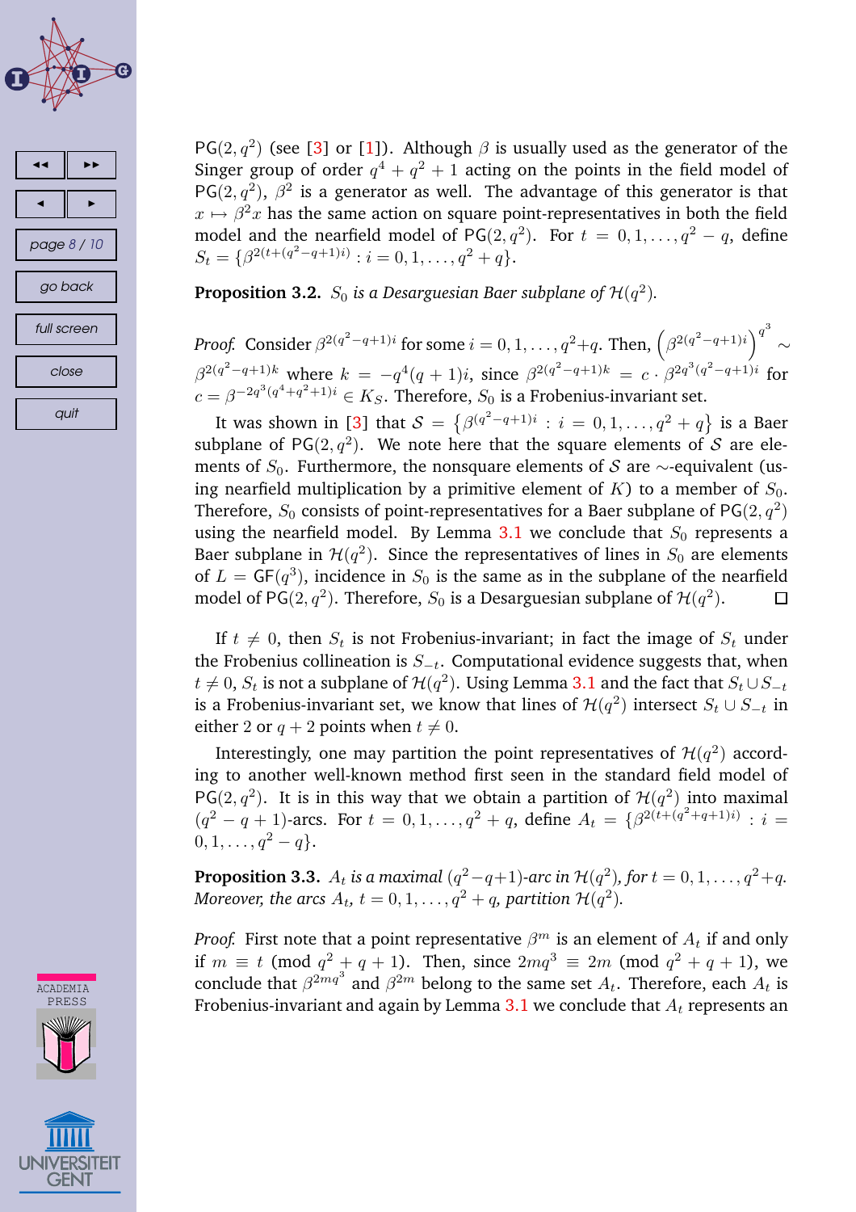$\mathsf{PG}(2,q^2)$ (see [3] or [1]). Although $\beta$ is usually used as the generator of the Singer group of order $q^4+q^2+1$ acting on the points in the field model of $\mathsf{PG}(2,q^2)$, $\beta^2$ is a generator as well. The advantage of this generator is that $x \mapsto \beta^2 x$ has the same action on square point-representatives in both the field model and the nearfield model of $\mathsf{PG}(2,q^2)$. For $t = 0,1,\ldots,q^2-q$, define $S_t = \{\beta^{2(t+(q^2-q+1)i)} : i = 0,1,\ldots,q^2+q\}$.

**Proposition 3.2.** *$S_0$ is a Desarguesian Baer subplane of $\mathcal{H}(q^2)$.*

*Proof.* Consider $\beta^{2(q^2-q+1)i}$ for some $i = 0,1,\ldots,q^2+q$. Then, $\left(\beta^{2(q^2-q+1)i}\right)^{q^3} \sim \beta^{2(q^2-q+1)k}$ where $k = -q^4(q+1)i$, since $\beta^{2(q^2-q+1)k} = c \cdot \beta^{2q^3(q^2-q+1)i}$ for $c = \beta^{-2q^3(q^4+q^2+1)i} \in K_S$. Therefore, $S_0$ is a Frobenius-invariant set.

It was shown in [3] that $\mathcal{S} = \left\{\beta^{(q^2-q+1)i} : i = 0,1,\ldots,q^2+q\right\}$ is a Baer subplane of $\mathsf{PG}(2,q^2)$. We note here that the square elements of $\mathcal{S}$ are elements of $S_0$. Furthermore, the nonsquare elements of $\mathcal{S}$ are $\sim$-equivalent (using nearfield multiplication by a primitive element of $K$) to a member of $S_0$. Therefore, $S_0$ consists of point-representatives for a Baer subplane of $\mathsf{PG}(2,q^2)$ using the nearfield model. By Lemma 3.1 we conclude that $S_0$ represents a Baer subplane in $\mathcal{H}(q^2)$. Since the representatives of lines in $S_0$ are elements of $L = \mathsf{GF}(q^3)$, incidence in $S_0$ is the same as in the subplane of the nearfield model of $\mathsf{PG}(2,q^2)$. Therefore, $S_0$ is a Desarguesian subplane of $\mathcal{H}(q^2)$. □

If $t \neq 0$, then $S_t$ is not Frobenius-invariant; in fact the image of $S_t$ under the Frobenius collineation is $S_{-t}$. Computational evidence suggests that, when $t \neq 0$, $S_t$ is not a subplane of $\mathcal{H}(q^2)$. Using Lemma 3.1 and the fact that $S_t \cup S_{-t}$ is a Frobenius-invariant set, we know that lines of $\mathcal{H}(q^2)$ intersect $S_t \cup S_{-t}$ in either 2 or $q+2$ points when $t \neq 0$.

Interestingly, one may partition the point representatives of $\mathcal{H}(q^2)$ according to another well-known method first seen in the standard field model of $\mathsf{PG}(2,q^2)$. It is in this way that we obtain a partition of $\mathcal{H}(q^2)$ into maximal $(q^2-q+1)$-arcs. For $t = 0,1,\ldots,q^2+q$, define $A_t = \{\beta^{2(t+(q^2+q+1)i)} : i = 0,1,\ldots,q^2-q\}$.

**Proposition 3.3.** *$A_t$ is a maximal $(q^2-q+1)$-arc in $\mathcal{H}(q^2)$, for $t = 0,1,\ldots,q^2+q$. Moreover, the arcs $A_t$, $t = 0,1,\ldots,q^2+q$, partition $\mathcal{H}(q^2)$.*

*Proof.* First note that a point representative $\beta^m$ is an element of $A_t$ if and only if $m \equiv t \pmod{q^2+q+1}$. Then, since $2mq^3 \equiv 2m \pmod{q^2+q+1}$, we conclude that $\beta^{2mq^3}$ and $\beta^{2m}$ belong to the same set $A_t$. Therefore, each $A_t$ is Frobenius-invariant and again by Lemma 3.1 we conclude that $A_t$ represents an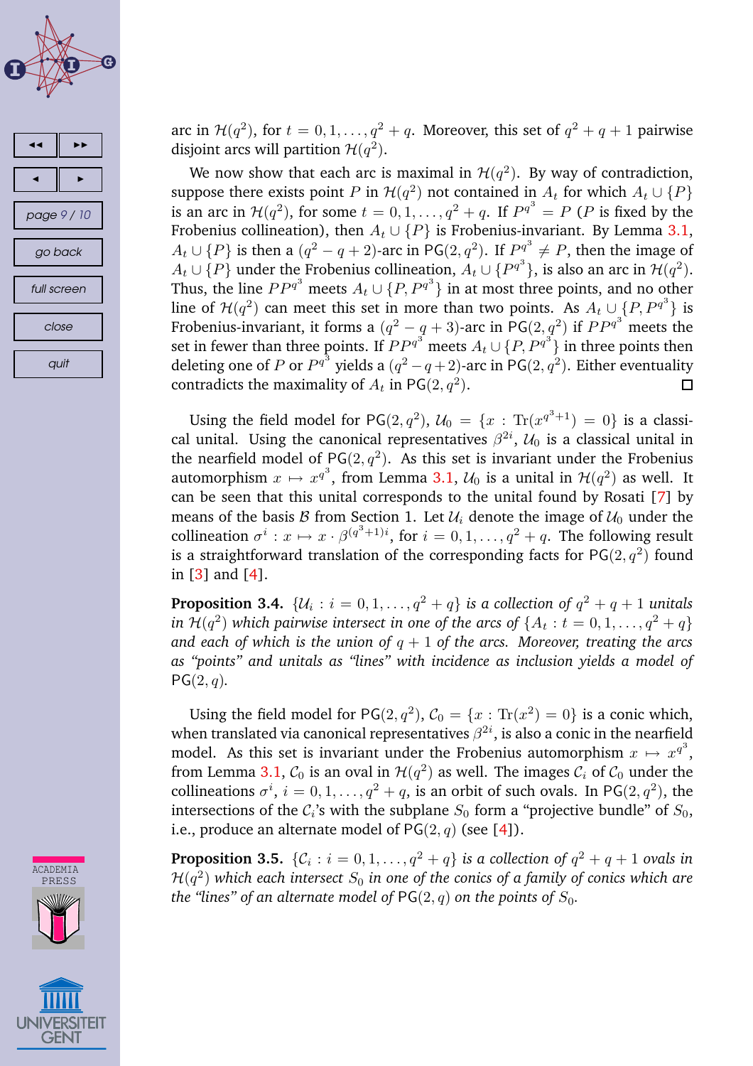arc in $\mathcal{H}(q^2)$, for $t = 0, 1, \ldots, q^2 + q$. Moreover, this set of $q^2 + q + 1$ pairwise disjoint arcs will partition $\mathcal{H}(q^2)$.

We now show that each arc is maximal in $\mathcal{H}(q^2)$. By way of contradiction, suppose there exists point $P$ in $\mathcal{H}(q^2)$ not contained in $A_t$ for which $A_t \cup \{P\}$ is an arc in $\mathcal{H}(q^2)$, for some $t = 0, 1, \ldots, q^2 + q$. If $P^{q^3} = P$ ($P$ is fixed by the Frobenius collineation), then $A_t \cup \{P\}$ is Frobenius-invariant. By Lemma 3.1, $A_t \cup \{P\}$ is then a $(q^2 - q + 2)$-arc in $\mathsf{PG}(2, q^2)$. If $P^{q^3} \neq P$, then the image of $A_t \cup \{P\}$ under the Frobenius collineation, $A_t \cup \{P^{q^3}\}$, is also an arc in $\mathcal{H}(q^2)$. Thus, the line $PP^{q^3}$ meets $A_t \cup \{P, P^{q^3}\}$ in at most three points, and no other line of $\mathcal{H}(q^2)$ can meet this set in more than two points. As $A_t \cup \{P, P^{q^3}\}$ is Frobenius-invariant, it forms a $(q^2 - q + 3)$-arc in $\mathsf{PG}(2, q^2)$ if $PP^{q^3}$ meets the set in fewer than three points. If $PP^{q^3}$ meets $A_t \cup \{P, P^{q^3}\}$ in three points then deleting one of $P$ or $P^{q^3}$ yields a $(q^2 - q + 2)$-arc in $\mathsf{PG}(2, q^2)$. Either eventuality contradicts the maximality of $A_t$ in $\mathsf{PG}(2, q^2)$. □

Using the field model for $\mathsf{PG}(2, q^2)$, $\mathcal{U}_0 = \{x : \mathrm{Tr}(x^{q^3+1}) = 0\}$ is a classical unital. Using the canonical representatives $\beta^{2i}$, $\mathcal{U}_0$ is a classical unital in the nearfield model of $\mathsf{PG}(2, q^2)$. As this set is invariant under the Frobenius automorphism $x \mapsto x^{q^3}$, from Lemma 3.1, $\mathcal{U}_0$ is a unital in $\mathcal{H}(q^2)$ as well. It can be seen that this unital corresponds to the unital found by Rosati [7] by means of the basis $\mathcal{B}$ from Section 1. Let $\mathcal{U}_i$ denote the image of $\mathcal{U}_0$ under the collineation $\sigma^i : x \mapsto x \cdot \beta^{(q^3+1)i}$, for $i = 0, 1, \ldots, q^2 + q$. The following result is a straightforward translation of the corresponding facts for $\mathsf{PG}(2, q^2)$ found in [3] and [4].

**Proposition 3.4.** *$\{\mathcal{U}_i : i = 0, 1, \ldots, q^2 + q\}$ is a collection of $q^2 + q + 1$ unitals in $\mathcal{H}(q^2)$ which pairwise intersect in one of the arcs of $\{A_t : t = 0, 1, \ldots, q^2 + q\}$ and each of which is the union of $q + 1$ of the arcs. Moreover, treating the arcs as "points" and unitals as "lines" with incidence as inclusion yields a model of $\mathsf{PG}(2, q)$.*

Using the field model for $\mathsf{PG}(2, q^2)$, $\mathcal{C}_0 = \{x : \mathrm{Tr}(x^2) = 0\}$ is a conic which, when translated via canonical representatives $\beta^{2i}$, is also a conic in the nearfield model. As this set is invariant under the Frobenius automorphism $x \mapsto x^{q^3}$, from Lemma 3.1, $\mathcal{C}_0$ is an oval in $\mathcal{H}(q^2)$ as well. The images $\mathcal{C}_i$ of $\mathcal{C}_0$ under the collineations $\sigma^i$, $i = 0, 1, \ldots, q^2 + q$, is an orbit of such ovals. In $\mathsf{PG}(2, q^2)$, the intersections of the $\mathcal{C}_i$'s with the subplane $S_0$ form a "projective bundle" of $S_0$, i.e., produce an alternate model of $\mathsf{PG}(2, q)$ (see [4]).

**Proposition 3.5.** *$\{\mathcal{C}_i : i = 0, 1, \ldots, q^2 + q\}$ is a collection of $q^2 + q + 1$ ovals in $\mathcal{H}(q^2)$ which each intersect $S_0$ in one of the conics of a family of conics which are the "lines" of an alternate model of $\mathsf{PG}(2, q)$ on the points of $S_0$.*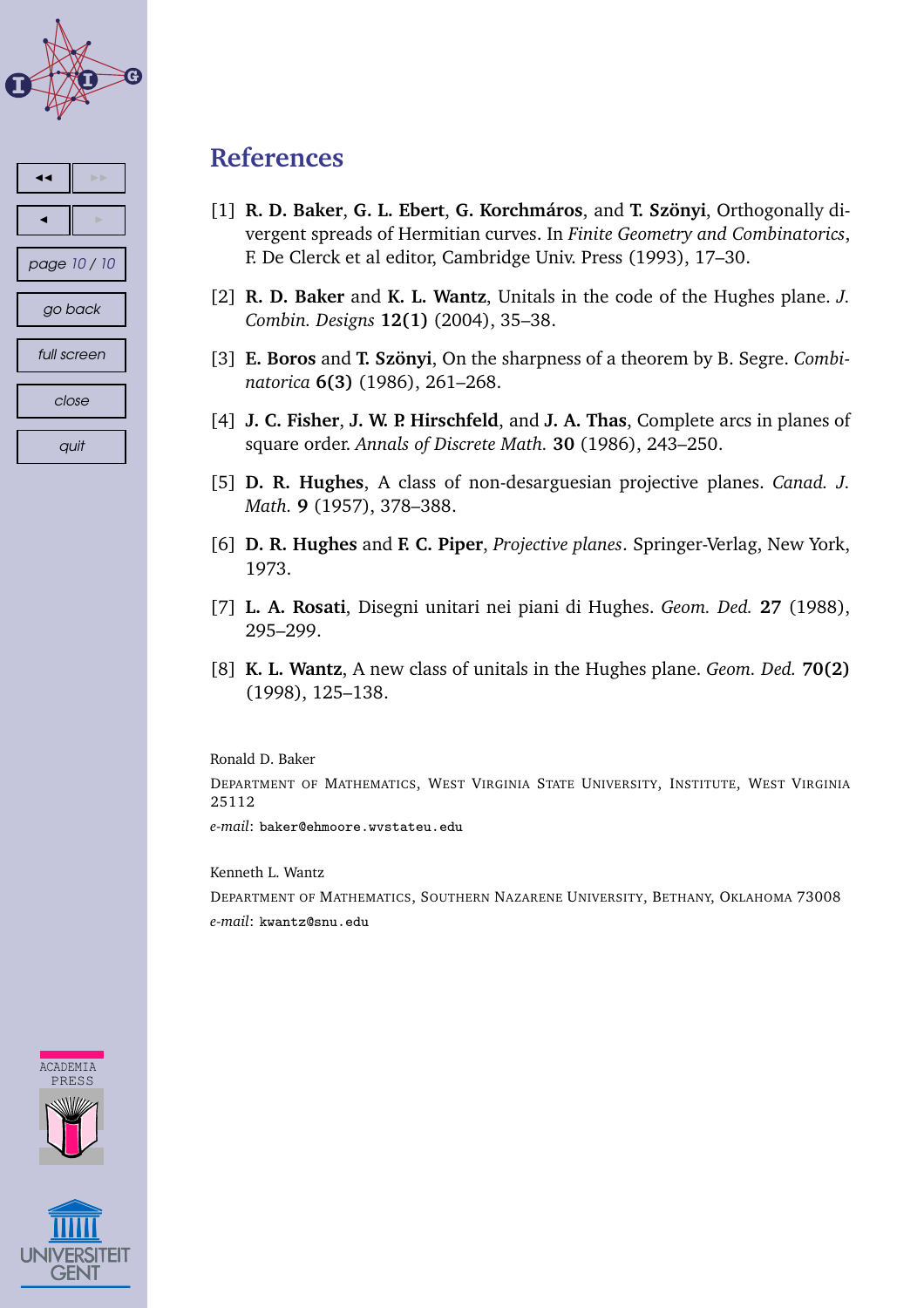## References

[1] **R. D. Baker**, **G. L. Ebert**, **G. Korchmáros**, and **T. Szönyi**, Orthogonally divergent spreads of Hermitian curves. In *Finite Geometry and Combinatorics*, F. De Clerck et al editor, Cambridge Univ. Press (1993), 17–30.

[2] **R. D. Baker** and **K. L. Wantz**, Unitals in the code of the Hughes plane. *J. Combin. Designs* **12(1)** (2004), 35–38.

[3] **E. Boros** and **T. Szönyi**, On the sharpness of a theorem by B. Segre. *Combinatorica* **6(3)** (1986), 261–268.

[4] **J. C. Fisher**, **J. W. P. Hirschfeld**, and **J. A. Thas**, Complete arcs in planes of square order. *Annals of Discrete Math.* **30** (1986), 243–250.

[5] **D. R. Hughes**, A class of non-desarguesian projective planes. *Canad. J. Math.* **9** (1957), 378–388.

[6] **D. R. Hughes** and **F. C. Piper**, *Projective planes*. Springer-Verlag, New York, 1973.

[7] **L. A. Rosati**, Disegni unitari nei piani di Hughes. *Geom. Ded.* **27** (1988), 295–299.

[8] **K. L. Wantz**, A new class of unitals in the Hughes plane. *Geom. Ded.* **70(2)** (1998), 125–138.

Ronald D. Baker

Department of Mathematics, West Virginia State University, Institute, West Virginia 25112

*e-mail*: baker@ehmoore.wvstateu.edu

Kenneth L. Wantz

Department of Mathematics, Southern Nazarene University, Bethany, Oklahoma 73008

*e-mail*: kwantz@snu.edu